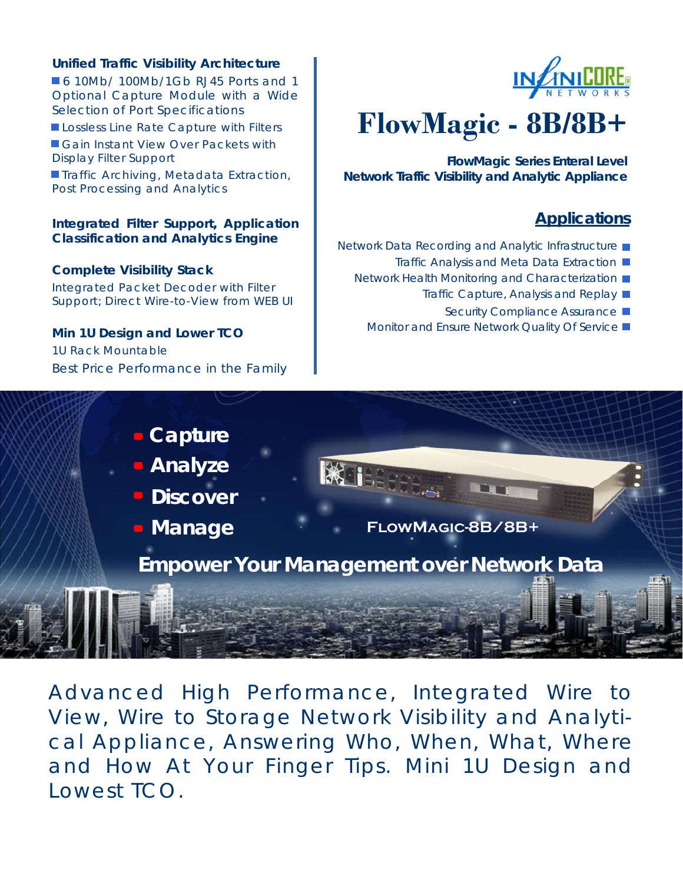# FlowMagic - 8B/8B+

**FlowMagic Series Enteral Level Network Traffic Visibility and Analytic Appliance**

### Unified Traffic Visibility Architecture

- 6 10Mb/ 100Mb/1Gb RJ45 Ports and 1 Optional Capture Module with a Wide Selection of Port Specifications
- Lossless Line Rate Capture with Filters
- Gain Instant View Over Packets with Display Filter Support
- Traffic Archiving, Metadata Extraction, Post Processing and Analytics

### Integrated Filter Support, Application Classification and Analytics Engine

### Complete Visibility Stack

Integrated Packet Decoder with Filter Support; Direct Wire-to-View from WEB UI

### Min 1U Design and Lower TCO

1U Rack Mountable

Best Price Performance in the Family

## Applications

- Network Data Recording and Analytic Infrastructure
- Traffic Analysis and Meta Data Extraction
- Network Health Monitoring and Characterization
- Traffic Capture, Analysis and Replay
- Security Compliance Assurance
- Monitor and Ensure Network Quality Of Service

- Capture
- Analyze
- Discover
- Manage

FLOWMAGIC-8B/8B+

**Empower Your Management over Network Data**

Advanced High Performance, Integrated Wire to View, Wire to Storage Network Visibility and Analytical Appliance, Answering Who, When, What, Where and How At Your Finger Tips. Mini 1U Design and Lowest TCO.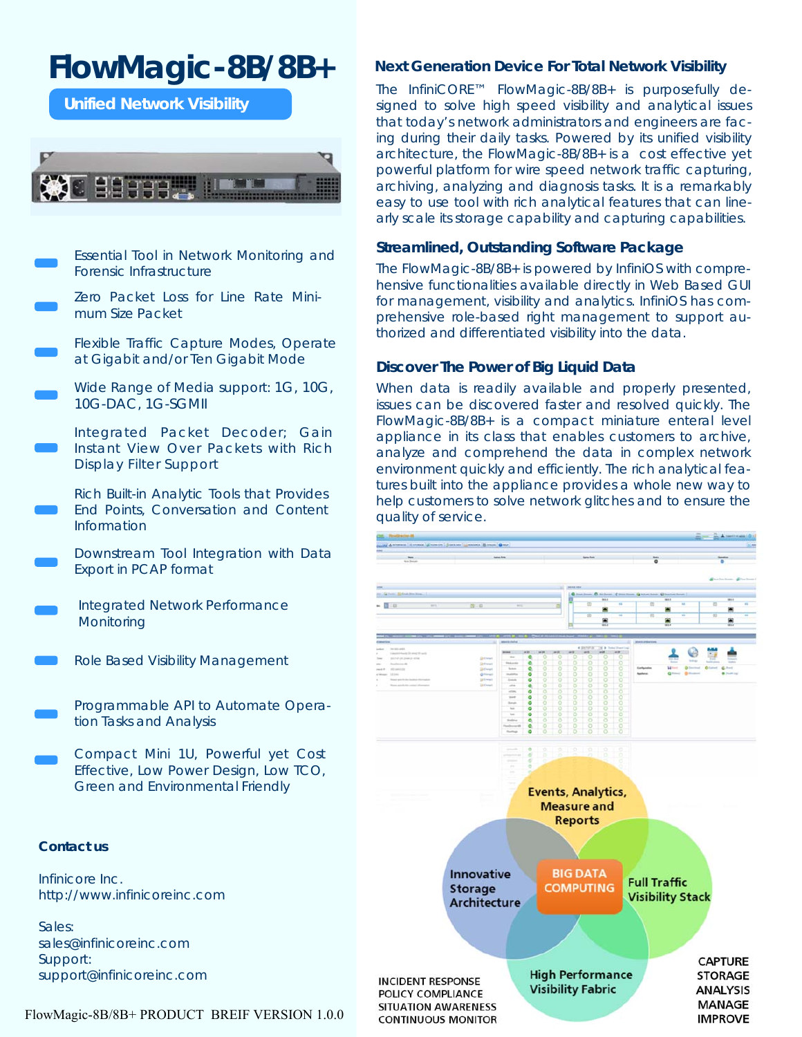# FlowMagic-8B/8B+

**Unified Network Visibility**

- Essential Tool in Network Monitoring and Forensic Infrastructure
- Zero Packet Loss for Line Rate Minimum Size Packet
- Flexible Traffic Capture Modes, Operate at Gigabit and/or Ten Gigabit Mode
- Wide Range of Media support: 1G, 10G, 10G-DAC, 1G-SGMII
- Integrated Packet Decoder; Gain Instant View Over Packets with Rich Display Filter Support
- Rich Built-in Analytic Tools that Provides End Points, Conversation and Content Information
- Downstream Tool Integration with Data Export in PCAP format
- Integrated Network Performance Monitoring
- Role Based Visibility Management
- Programmable API to Automate Operation Tasks and Analysis
- Compact Mini 1U, Powerful yet Cost Effective, Low Power Design, Low TCO, Green and Environmental Friendly

**Contact us**

Infinicore Inc.
http://www.infinicoreinc.com

Sales:
sales@infinicoreinc.com
Support:
support@infinicoreinc.com

FlowMagic-8B/8B+ PRODUCT BREIF VERSION 1.0.0

## Next Generation Device For Total Network Visibility

The InfiniCORE™ FlowMagic-8B/8B+ is purposefully designed to solve high speed visibility and analytical issues that today's network administrators and engineers are facing during their daily tasks. Powered by its unified visibility architecture, the FlowMagic-8B/8B+ is a cost effective yet powerful platform for wire speed network traffic capturing, archiving, analyzing and diagnosis tasks. It is a remarkably easy to use tool with rich analytical features that can linearly scale its storage capability and capturing capabilities.

## Streamlined, Outstanding Software Package

The FlowMagic-8B/8B+ is powered by InfiniOS with comprehensive functionalities available directly in Web Based GUI for management, visibility and analytics. InfiniOS has comprehensive role-based right management to support authorized and differentiated visibility into the data.

## Discover The Power of Big Liquid Data

When data is readily available and properly presented, issues can be discovered faster and resolved quickly. The FlowMagic-8B/8B+ is a compact miniature enteral level appliance in its class that enables customers to archive, analyze and comprehend the data in complex network environment quickly and efficiently. The rich analytical features built into the appliance provides a whole new way to help customers to solve network glitches and to ensure the quality of service.

Events, Analytics, Measure and Reports

Innovative Storage Architecture

BIG DATA COMPUTING

Full Traffic Visibility Stack

High Performance Visibility Fabric

INCIDENT RESPONSE
POLICY COMPLIANCE
SITUATION AWARENESS
CONTINUOUS MONITOR

CAPTURE
STORAGE
ANALYSIS
MANAGE
IMPROVE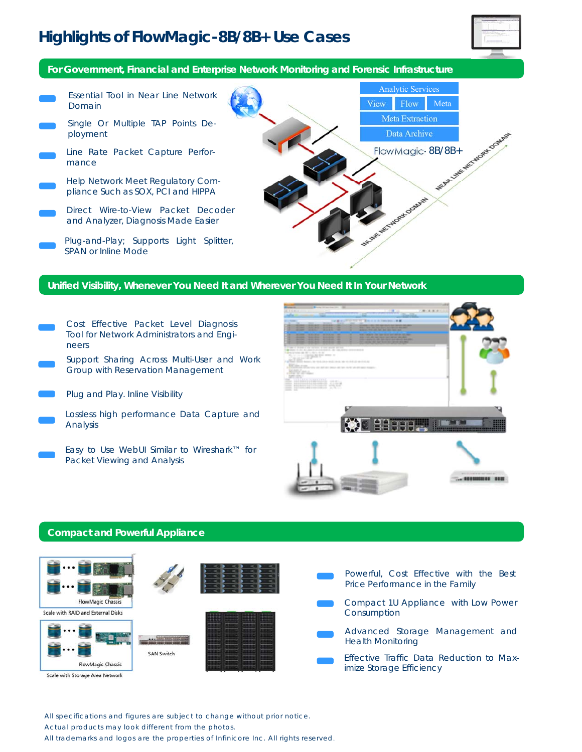# Highlights of FlowMagic-8B/8B+ Use Cases

## For Government, Financial and Enterprise Network Monitoring and Forensic Infrastructure

- Essential Tool in Near Line Network Domain
- Single Or Multiple TAP Points Deployment
- Line Rate Packet Capture Performance
- Help Network Meet Regulatory Compliance Such as SOX, PCI and HIPPA
- Direct Wire-to-View Packet Decoder and Analyzer, Diagnosis Made Easier
- Plug-and-Play; Supports Light Splitter, SPAN or Inline Mode

Analytic Services
View | Flow | Meta
Meta Extraction
Data Archive
FlowMagic- 8B/8B+
NEAR LINE NETWORK DOMAIN
INLINE NETWORK DOMAIN

## Unified Visibility, Whenever You Need It and Wherever You Need It In Your Network

- Cost Effective Packet Level Diagnosis Tool for Network Administrators and Engineers
- Support Sharing Across Multi-User and Work Group with Reservation Management
- Plug and Play. Inline Visibility
- Lossless high performance Data Capture and Analysis
- Easy to Use WebUI Similar to Wireshark™ for Packet Viewing and Analysis

## Compact and Powerful Appliance

FlowMagic Chassis
Scale with RAID and External Disks

FlowMagic Chassis
Scale with Storage Area Network

SAN Switch

- Powerful, Cost Effective with the Best Price Performance in the Family
- Compact 1U Appliance with Low Power Consumption
- Advanced Storage Management and Health Monitoring
- Effective Traffic Data Reduction to Maximize Storage Efficiency

All specifications and figures are subject to change without prior notice.
Actual products may look different from the photos.
All trademarks and logos are the properties of Infinicore Inc. All rights reserved.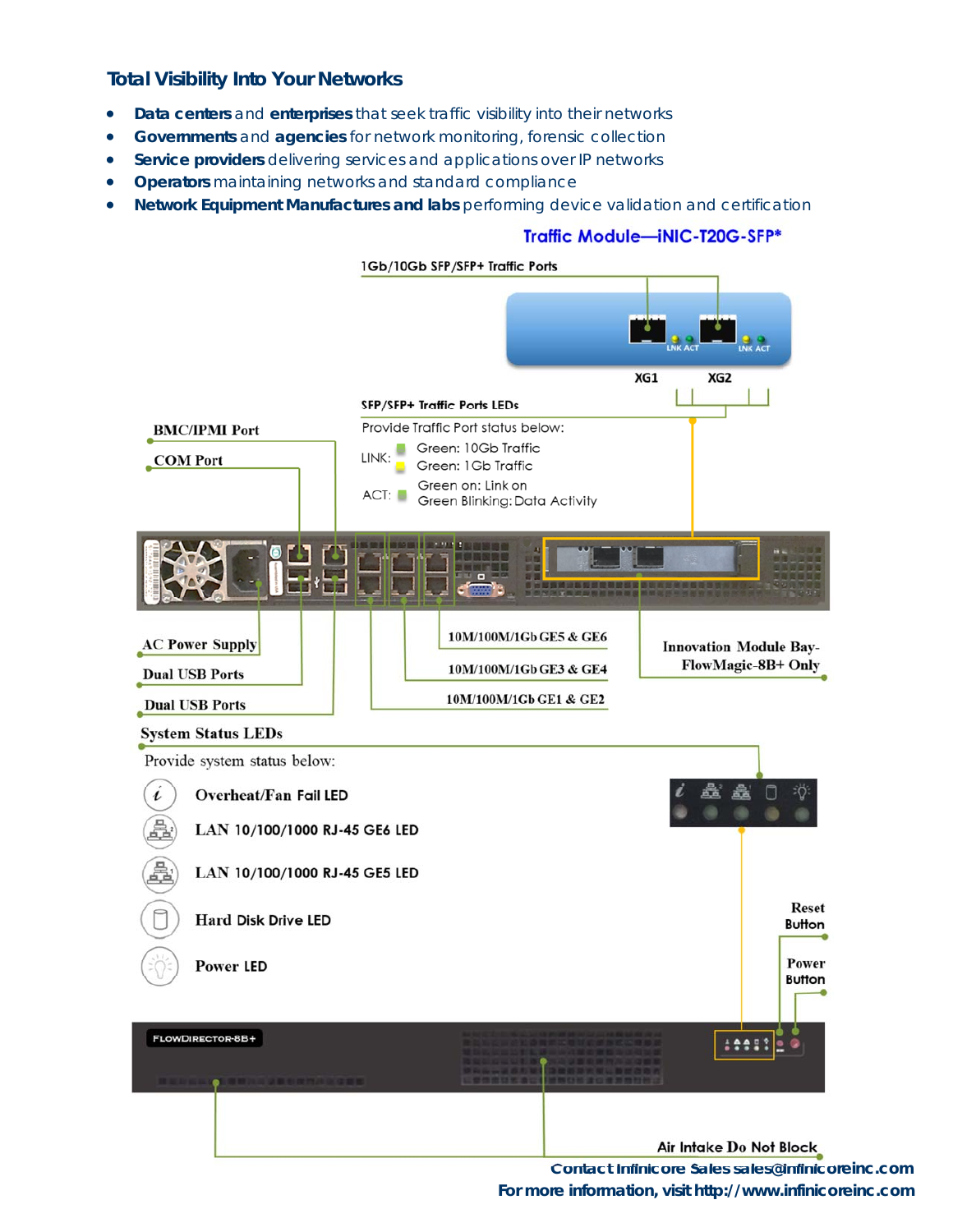## Total Visibility Into Your Networks

- **Data centers** and **enterprises** that seek traffic visibility into their networks
- **Governments** and **agencies** for network monitoring, forensic collection
- **Service providers** delivering services and applications over IP networks
- **Operators** maintaining networks and standard compliance
- **Network Equipment Manufactures and labs** performing device validation and certification

Traffic Module—iNIC-T20G-SFP*

1Gb/10Gb SFP/SFP+ Traffic Ports

LNK ACT

LNK ACT

XG1

XG2

SFP/SFP+ Traffic Ports LEDs

Provide Traffic Port status below:

LINK: Green: 10Gb Traffic
Green: 1Gb Traffic

ACT: Green on: Link on
Green Blinking: Data Activity

BMC/IPMI Port

COM Port

AC Power Supply

Dual USB Ports

Dual USB Ports

10M/100M/1Gb GE5 & GE6

10M/100M/1Gb GE3 & GE4

10M/100M/1Gb GE1 & GE2

Innovation Module Bay-
FlowMagic-8B+ Only

System Status LEDs

Provide system status below:

- Overheat/Fan Fail LED
- LAN 10/100/1000 RJ-45 GE6 LED
- LAN 10/100/1000 RJ-45 GE5 LED
- Hard Disk Drive LED
- Power LED

Reset Button

Power Button

FLOWDIRECTOR-8B+

Air Intake Do Not Block

Contact Infinicore Sales sales@infinicoreinc.com

For more information, visit http://www.infinicoreinc.com